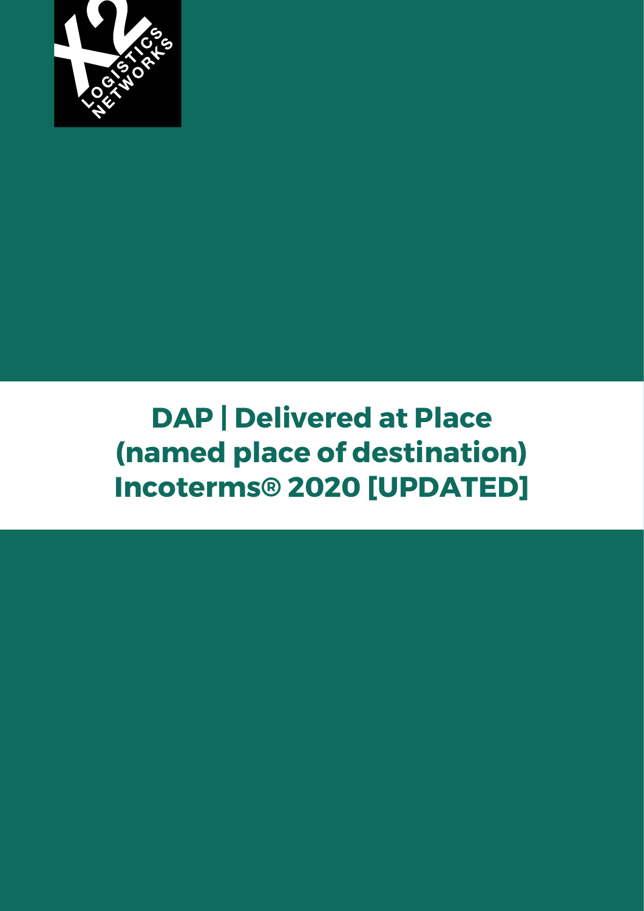# DAP | Delivered at Place (named place of destination) Incoterms® 2020 [UPDATED]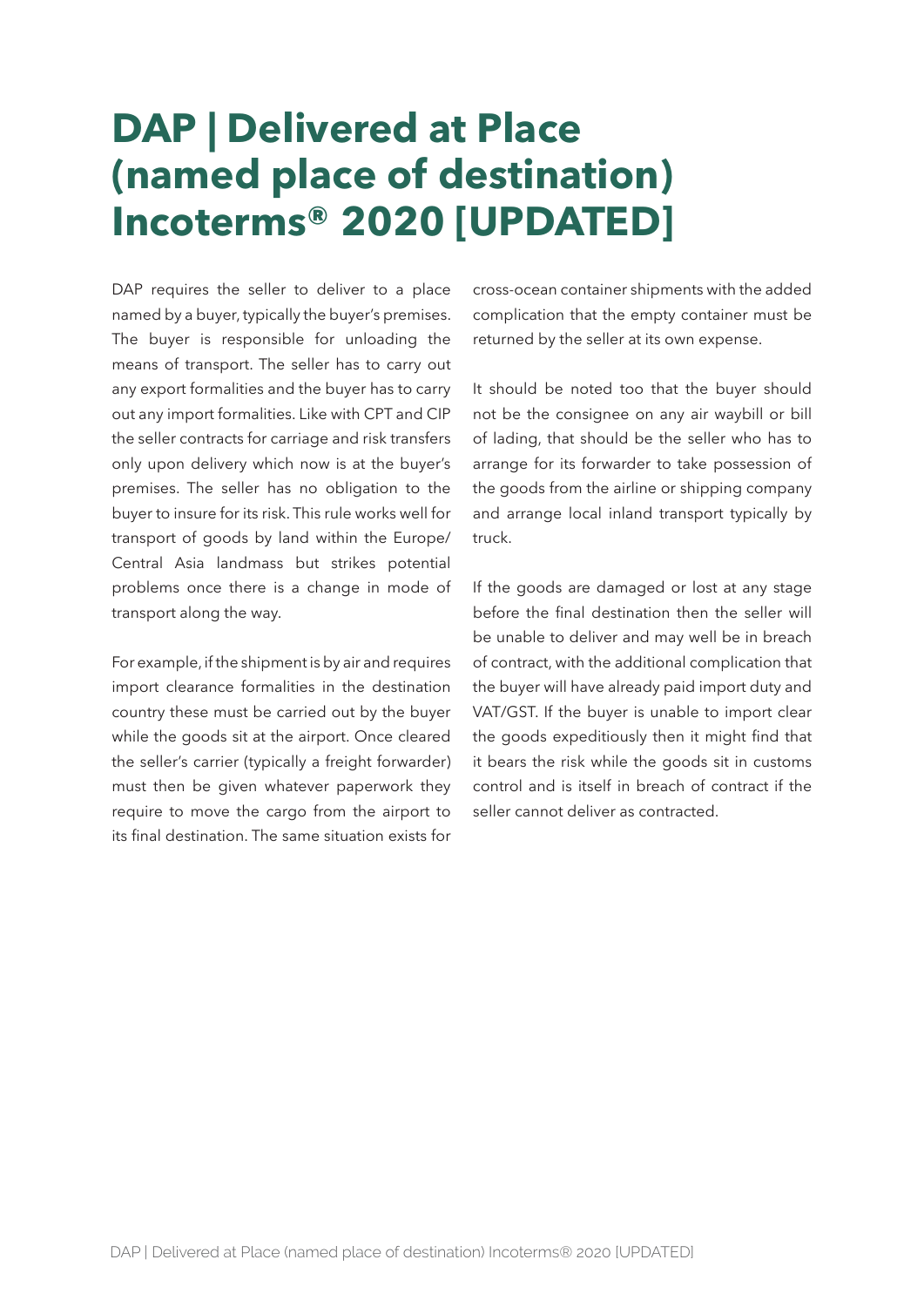# DAP | Delivered at Place (named place of destination) Incoterms® 2020 [UPDATED]

DAP requires the seller to deliver to a place named by a buyer, typically the buyer's premises. The buyer is responsible for unloading the means of transport. The seller has to carry out any export formalities and the buyer has to carry out any import formalities. Like with CPT and CIP the seller contracts for carriage and risk transfers only upon delivery which now is at the buyer's premises. The seller has no obligation to the buyer to insure for its risk. This rule works well for transport of goods by land within the Europe/Central Asia landmass but strikes potential problems once there is a change in mode of transport along the way.

For example, if the shipment is by air and requires import clearance formalities in the destination country these must be carried out by the buyer while the goods sit at the airport. Once cleared the seller's carrier (typically a freight forwarder) must then be given whatever paperwork they require to move the cargo from the airport to its final destination. The same situation exists for cross-ocean container shipments with the added complication that the empty container must be returned by the seller at its own expense.

It should be noted too that the buyer should not be the consignee on any air waybill or bill of lading, that should be the seller who has to arrange for its forwarder to take possession of the goods from the airline or shipping company and arrange local inland transport typically by truck.

If the goods are damaged or lost at any stage before the final destination then the seller will be unable to deliver and may well be in breach of contract, with the additional complication that the buyer will have already paid import duty and VAT/GST. If the buyer is unable to import clear the goods expeditiously then it might find that it bears the risk while the goods sit in customs control and is itself in breach of contract if the seller cannot deliver as contracted.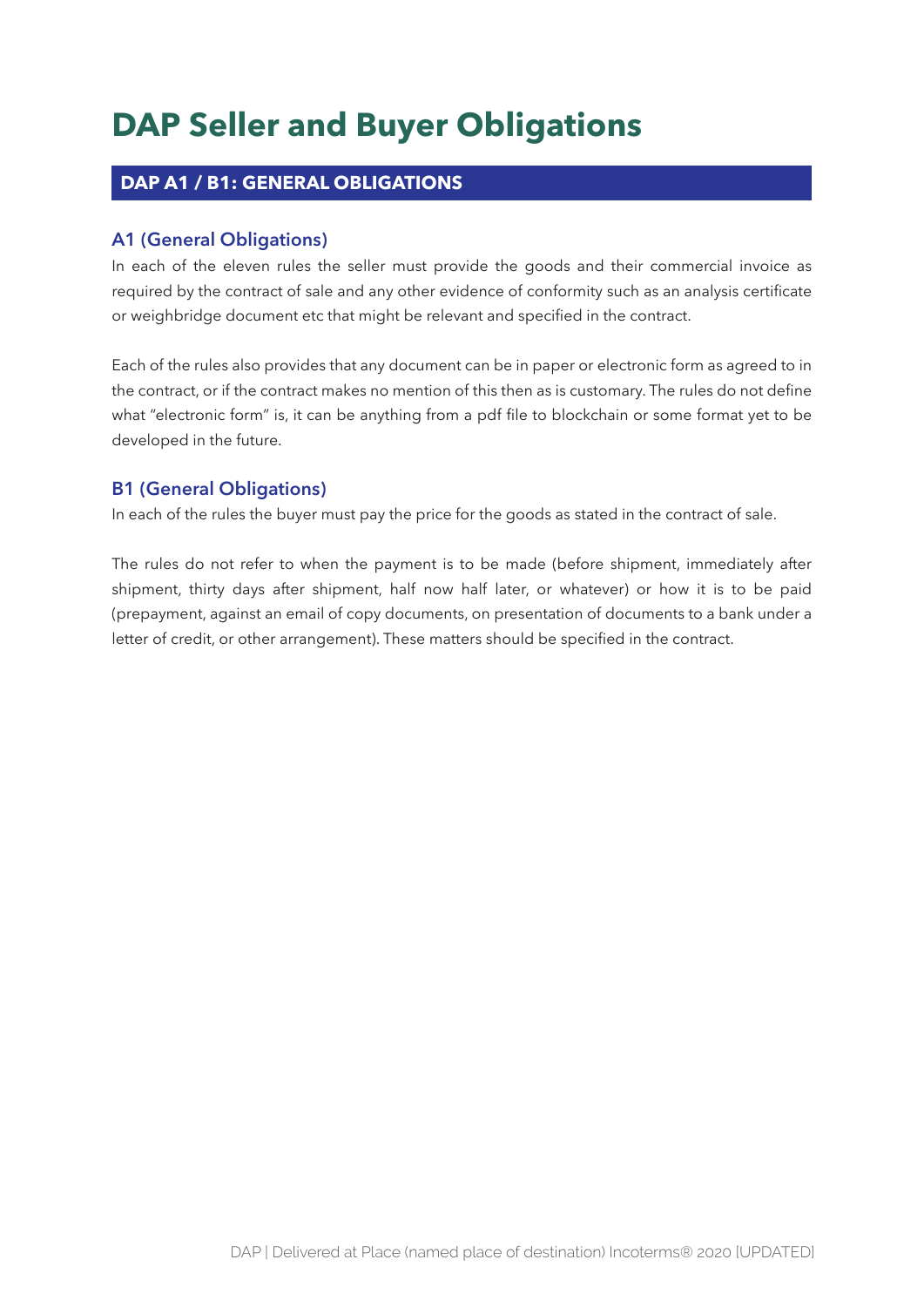# DAP Seller and Buyer Obligations

## DAP A1 / B1: GENERAL OBLIGATIONS

### A1 (General Obligations)

In each of the eleven rules the seller must provide the goods and their commercial invoice as required by the contract of sale and any other evidence of conformity such as an analysis certificate or weighbridge document etc that might be relevant and specified in the contract.

Each of the rules also provides that any document can be in paper or electronic form as agreed to in the contract, or if the contract makes no mention of this then as is customary. The rules do not define what "electronic form" is, it can be anything from a pdf file to blockchain or some format yet to be developed in the future.

### B1 (General Obligations)

In each of the rules the buyer must pay the price for the goods as stated in the contract of sale.

The rules do not refer to when the payment is to be made (before shipment, immediately after shipment, thirty days after shipment, half now half later, or whatever) or how it is to be paid (prepayment, against an email of copy documents, on presentation of documents to a bank under a letter of credit, or other arrangement). These matters should be specified in the contract.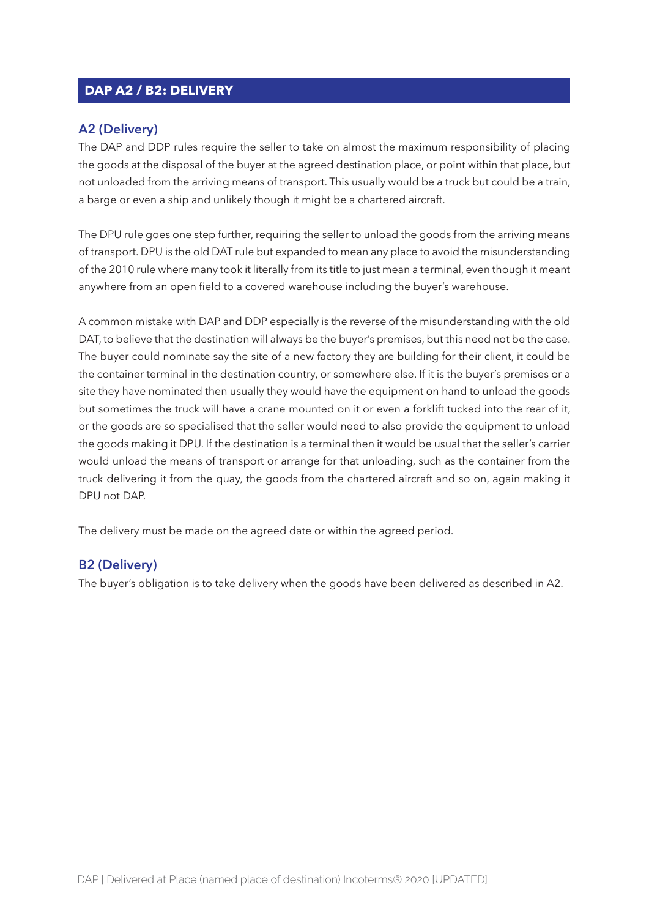## DAP A2 / B2: DELIVERY

### A2 (Delivery)

The DAP and DDP rules require the seller to take on almost the maximum responsibility of placing the goods at the disposal of the buyer at the agreed destination place, or point within that place, but not unloaded from the arriving means of transport. This usually would be a truck but could be a train, a barge or even a ship and unlikely though it might be a chartered aircraft.

The DPU rule goes one step further, requiring the seller to unload the goods from the arriving means of transport. DPU is the old DAT rule but expanded to mean any place to avoid the misunderstanding of the 2010 rule where many took it literally from its title to just mean a terminal, even though it meant anywhere from an open field to a covered warehouse including the buyer's warehouse.

A common mistake with DAP and DDP especially is the reverse of the misunderstanding with the old DAT, to believe that the destination will always be the buyer's premises, but this need not be the case. The buyer could nominate say the site of a new factory they are building for their client, it could be the container terminal in the destination country, or somewhere else. If it is the buyer's premises or a site they have nominated then usually they would have the equipment on hand to unload the goods but sometimes the truck will have a crane mounted on it or even a forklift tucked into the rear of it, or the goods are so specialised that the seller would need to also provide the equipment to unload the goods making it DPU. If the destination is a terminal then it would be usual that the seller's carrier would unload the means of transport or arrange for that unloading, such as the container from the truck delivering it from the quay, the goods from the chartered aircraft and so on, again making it DPU not DAP.

The delivery must be made on the agreed date or within the agreed period.

### B2 (Delivery)

The buyer's obligation is to take delivery when the goods have been delivered as described in A2.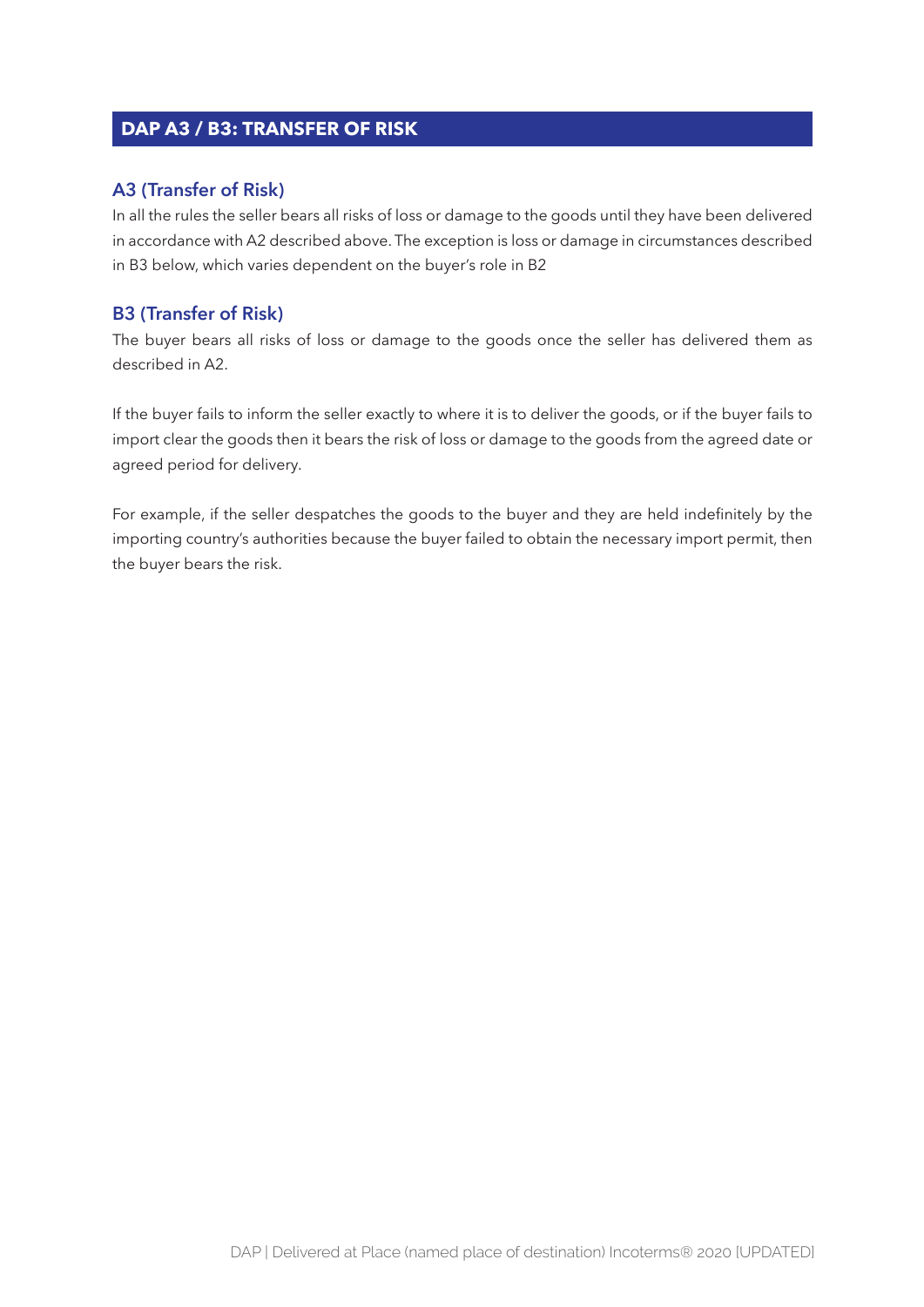## DAP A3 / B3: TRANSFER OF RISK

### A3 (Transfer of Risk)

In all the rules the seller bears all risks of loss or damage to the goods until they have been delivered in accordance with A2 described above. The exception is loss or damage in circumstances described in B3 below, which varies dependent on the buyer's role in B2

### B3 (Transfer of Risk)

The buyer bears all risks of loss or damage to the goods once the seller has delivered them as described in A2.

If the buyer fails to inform the seller exactly to where it is to deliver the goods, or if the buyer fails to import clear the goods then it bears the risk of loss or damage to the goods from the agreed date or agreed period for delivery.

For example, if the seller despatches the goods to the buyer and they are held indefinitely by the importing country's authorities because the buyer failed to obtain the necessary import permit, then the buyer bears the risk.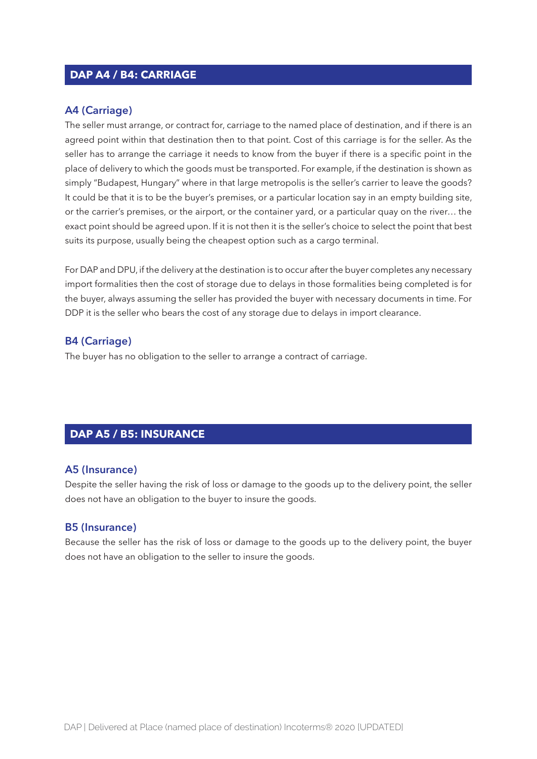## DAP A4 / B4: CARRIAGE

### A4 (Carriage)

The seller must arrange, or contract for, carriage to the named place of destination, and if there is an agreed point within that destination then to that point. Cost of this carriage is for the seller. As the seller has to arrange the carriage it needs to know from the buyer if there is a specific point in the place of delivery to which the goods must be transported. For example, if the destination is shown as simply "Budapest, Hungary" where in that large metropolis is the seller's carrier to leave the goods? It could be that it is to be the buyer's premises, or a particular location say in an empty building site, or the carrier's premises, or the airport, or the container yard, or a particular quay on the river… the exact point should be agreed upon. If it is not then it is the seller's choice to select the point that best suits its purpose, usually being the cheapest option such as a cargo terminal.

For DAP and DPU, if the delivery at the destination is to occur after the buyer completes any necessary import formalities then the cost of storage due to delays in those formalities being completed is for the buyer, always assuming the seller has provided the buyer with necessary documents in time. For DDP it is the seller who bears the cost of any storage due to delays in import clearance.

### B4 (Carriage)

The buyer has no obligation to the seller to arrange a contract of carriage.

## DAP A5 / B5: INSURANCE

### A5 (Insurance)

Despite the seller having the risk of loss or damage to the goods up to the delivery point, the seller does not have an obligation to the buyer to insure the goods.

### B5 (Insurance)

Because the seller has the risk of loss or damage to the goods up to the delivery point, the buyer does not have an obligation to the seller to insure the goods.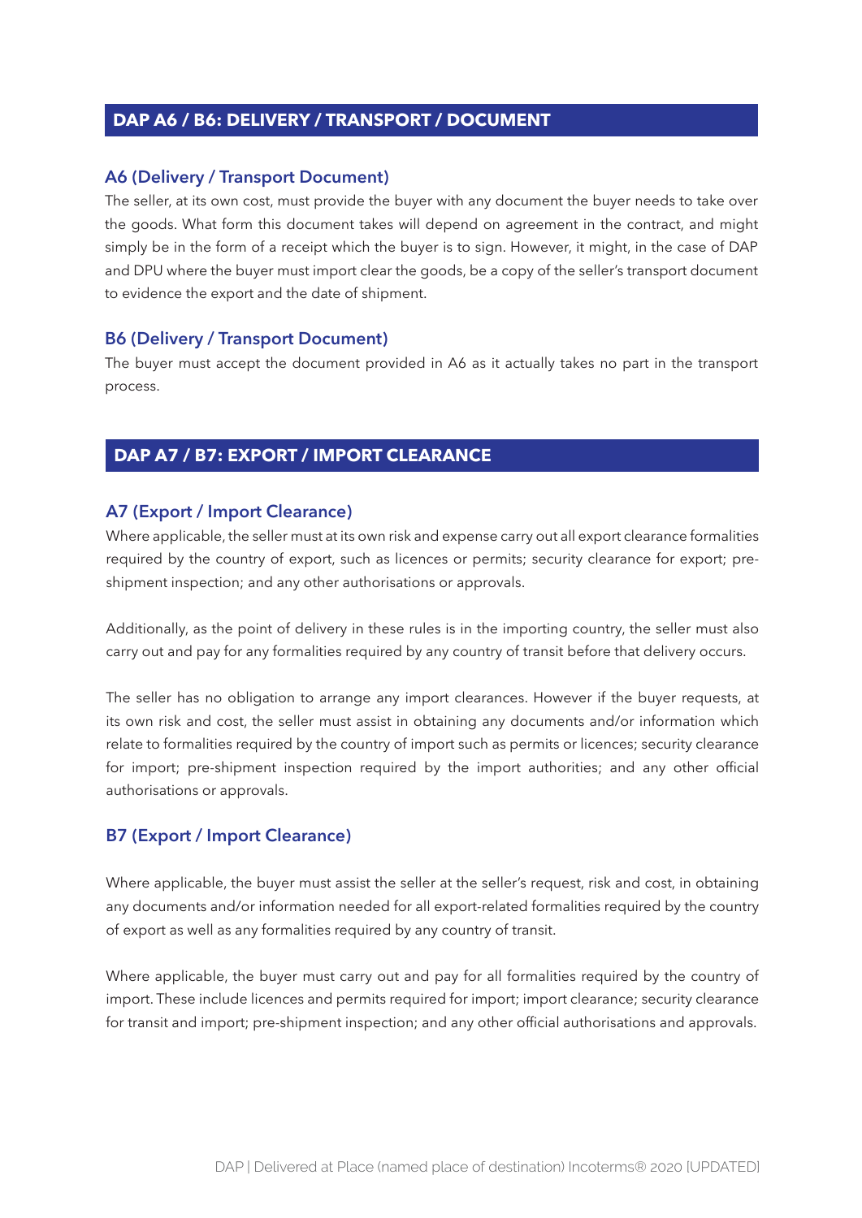## DAP A6 / B6: DELIVERY / TRANSPORT / DOCUMENT

### A6 (Delivery / Transport Document)

The seller, at its own cost, must provide the buyer with any document the buyer needs to take over the goods. What form this document takes will depend on agreement in the contract, and might simply be in the form of a receipt which the buyer is to sign. However, it might, in the case of DAP and DPU where the buyer must import clear the goods, be a copy of the seller's transport document to evidence the export and the date of shipment.

### B6 (Delivery / Transport Document)

The buyer must accept the document provided in A6 as it actually takes no part in the transport process.

## DAP A7 / B7: EXPORT / IMPORT CLEARANCE

### A7 (Export / Import Clearance)

Where applicable, the seller must at its own risk and expense carry out all export clearance formalities required by the country of export, such as licences or permits; security clearance for export; pre-shipment inspection; and any other authorisations or approvals.

Additionally, as the point of delivery in these rules is in the importing country, the seller must also carry out and pay for any formalities required by any country of transit before that delivery occurs.

The seller has no obligation to arrange any import clearances. However if the buyer requests, at its own risk and cost, the seller must assist in obtaining any documents and/or information which relate to formalities required by the country of import such as permits or licences; security clearance for import; pre-shipment inspection required by the import authorities; and any other official authorisations or approvals.

### B7 (Export / Import Clearance)

Where applicable, the buyer must assist the seller at the seller's request, risk and cost, in obtaining any documents and/or information needed for all export-related formalities required by the country of export as well as any formalities required by any country of transit.

Where applicable, the buyer must carry out and pay for all formalities required by the country of import. These include licences and permits required for import; import clearance; security clearance for transit and import; pre-shipment inspection; and any other official authorisations and approvals.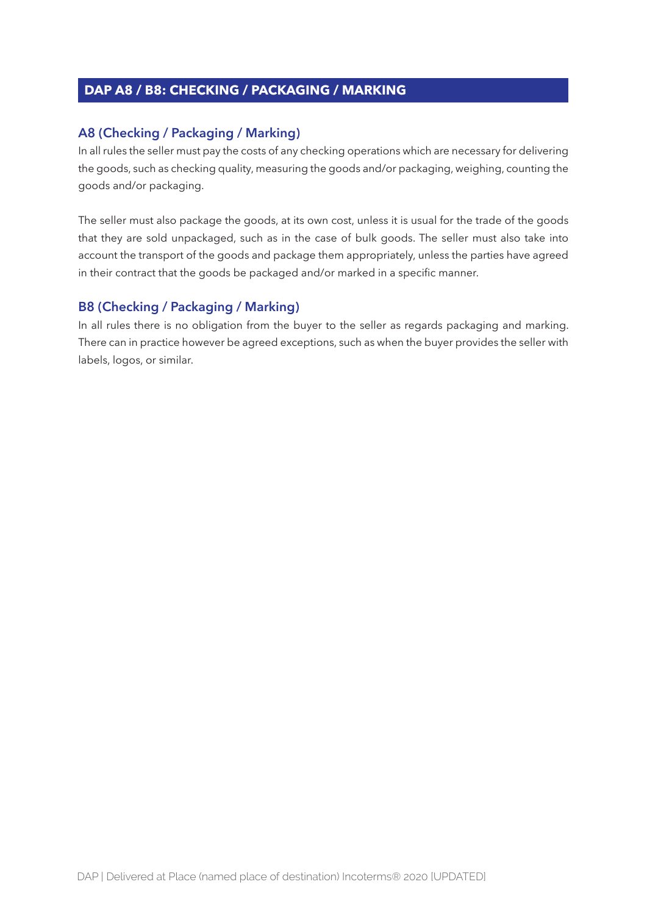## DAP A8 / B8: CHECKING / PACKAGING / MARKING

### A8 (Checking / Packaging / Marking)

In all rules the seller must pay the costs of any checking operations which are necessary for delivering the goods, such as checking quality, measuring the goods and/or packaging, weighing, counting the goods and/or packaging.

The seller must also package the goods, at its own cost, unless it is usual for the trade of the goods that they are sold unpackaged, such as in the case of bulk goods. The seller must also take into account the transport of the goods and package them appropriately, unless the parties have agreed in their contract that the goods be packaged and/or marked in a specific manner.

### B8 (Checking / Packaging / Marking)

In all rules there is no obligation from the buyer to the seller as regards packaging and marking. There can in practice however be agreed exceptions, such as when the buyer provides the seller with labels, logos, or similar.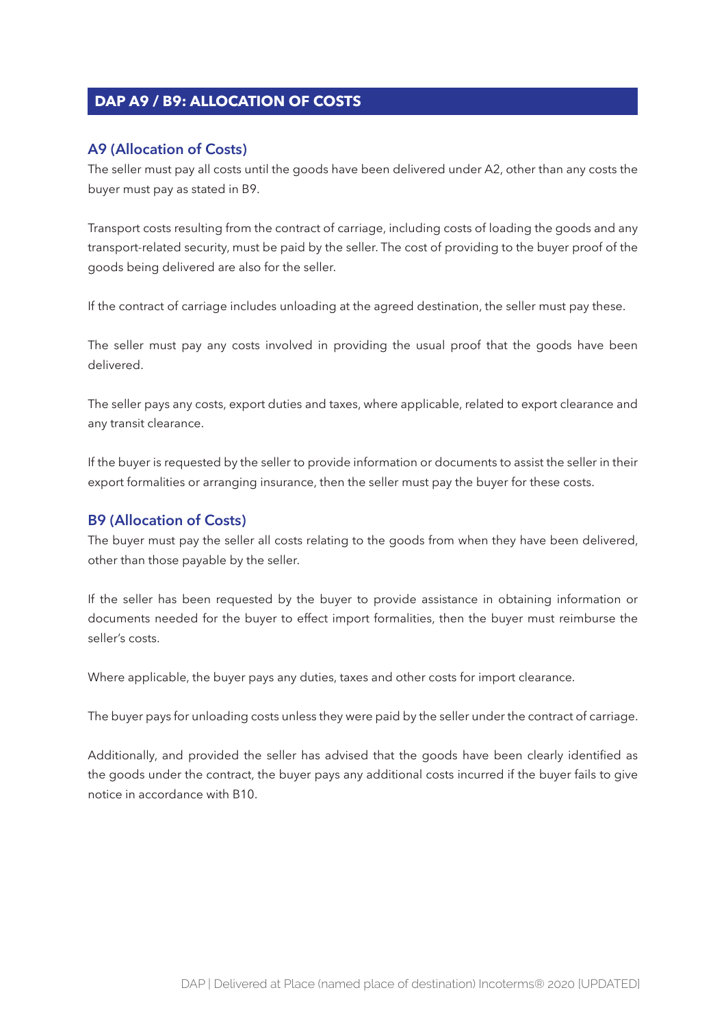## DAP A9 / B9: ALLOCATION OF COSTS

### A9 (Allocation of Costs)

The seller must pay all costs until the goods have been delivered under A2, other than any costs the buyer must pay as stated in B9.

Transport costs resulting from the contract of carriage, including costs of loading the goods and any transport-related security, must be paid by the seller. The cost of providing to the buyer proof of the goods being delivered are also for the seller.

If the contract of carriage includes unloading at the agreed destination, the seller must pay these.

The seller must pay any costs involved in providing the usual proof that the goods have been delivered.

The seller pays any costs, export duties and taxes, where applicable, related to export clearance and any transit clearance.

If the buyer is requested by the seller to provide information or documents to assist the seller in their export formalities or arranging insurance, then the seller must pay the buyer for these costs.

### B9 (Allocation of Costs)

The buyer must pay the seller all costs relating to the goods from when they have been delivered, other than those payable by the seller.

If the seller has been requested by the buyer to provide assistance in obtaining information or documents needed for the buyer to effect import formalities, then the buyer must reimburse the seller's costs.

Where applicable, the buyer pays any duties, taxes and other costs for import clearance.

The buyer pays for unloading costs unless they were paid by the seller under the contract of carriage.

Additionally, and provided the seller has advised that the goods have been clearly identified as the goods under the contract, the buyer pays any additional costs incurred if the buyer fails to give notice in accordance with B10.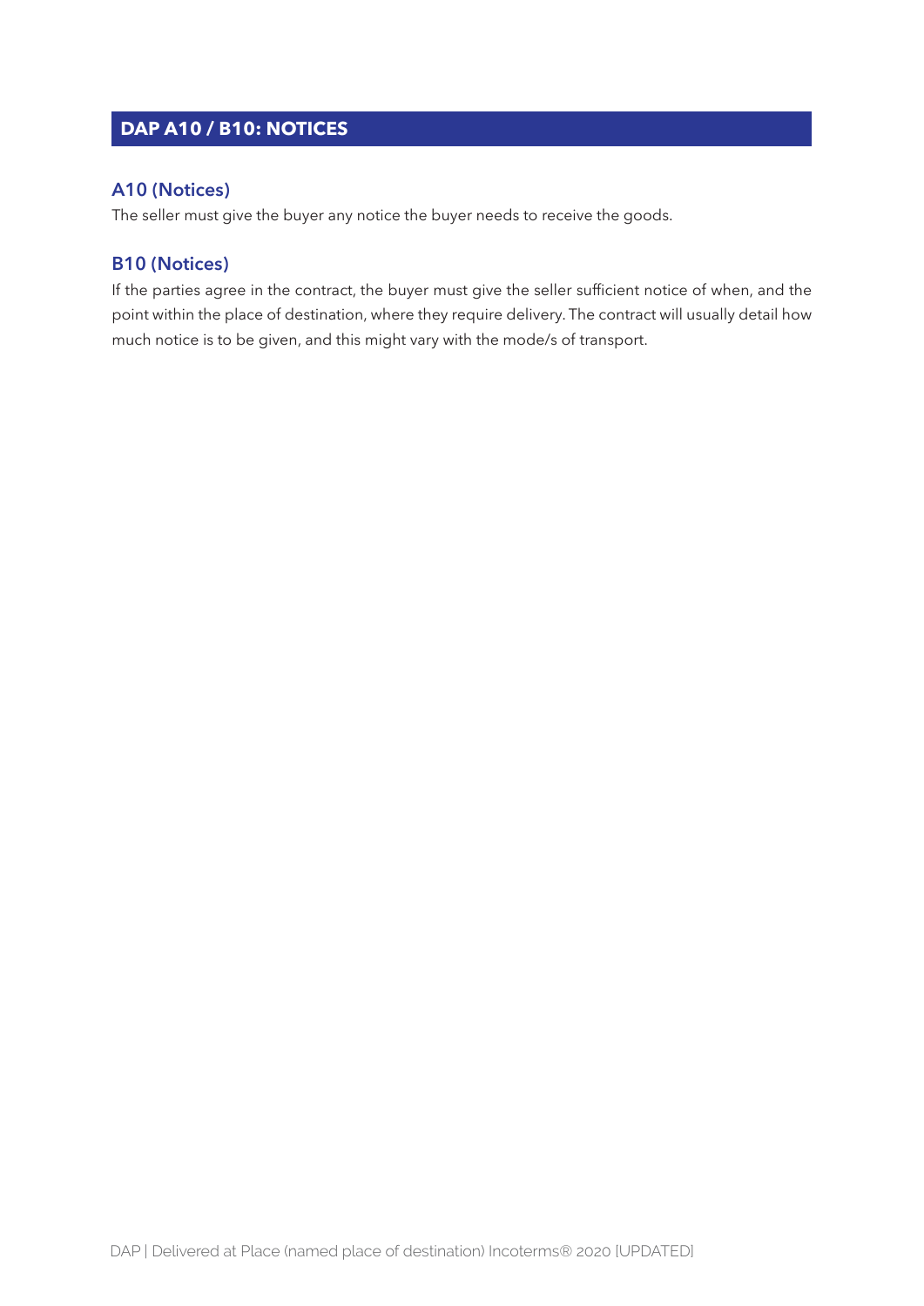## DAP A10 / B10: NOTICES

### A10 (Notices)

The seller must give the buyer any notice the buyer needs to receive the goods.

### B10 (Notices)

If the parties agree in the contract, the buyer must give the seller sufficient notice of when, and the point within the place of destination, where they require delivery. The contract will usually detail how much notice is to be given, and this might vary with the mode/s of transport.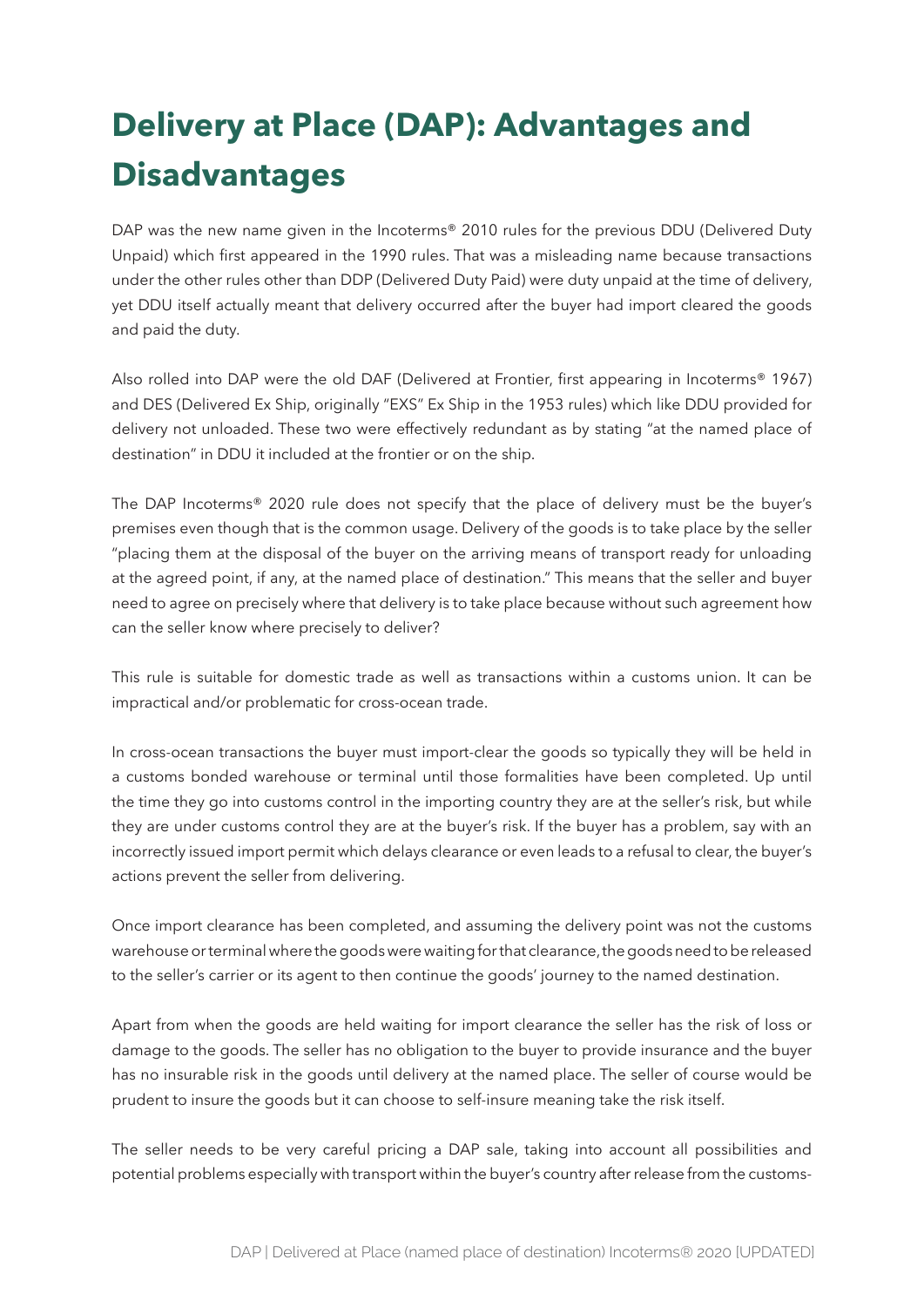# Delivery at Place (DAP): Advantages and Disadvantages

DAP was the new name given in the Incoterms® 2010 rules for the previous DDU (Delivered Duty Unpaid) which first appeared in the 1990 rules. That was a misleading name because transactions under the other rules other than DDP (Delivered Duty Paid) were duty unpaid at the time of delivery, yet DDU itself actually meant that delivery occurred after the buyer had import cleared the goods and paid the duty.

Also rolled into DAP were the old DAF (Delivered at Frontier, first appearing in Incoterms® 1967) and DES (Delivered Ex Ship, originally "EXS" Ex Ship in the 1953 rules) which like DDU provided for delivery not unloaded. These two were effectively redundant as by stating "at the named place of destination" in DDU it included at the frontier or on the ship.

The DAP Incoterms® 2020 rule does not specify that the place of delivery must be the buyer's premises even though that is the common usage. Delivery of the goods is to take place by the seller "placing them at the disposal of the buyer on the arriving means of transport ready for unloading at the agreed point, if any, at the named place of destination." This means that the seller and buyer need to agree on precisely where that delivery is to take place because without such agreement how can the seller know where precisely to deliver?

This rule is suitable for domestic trade as well as transactions within a customs union. It can be impractical and/or problematic for cross-ocean trade.

In cross-ocean transactions the buyer must import-clear the goods so typically they will be held in a customs bonded warehouse or terminal until those formalities have been completed. Up until the time they go into customs control in the importing country they are at the seller's risk, but while they are under customs control they are at the buyer's risk. If the buyer has a problem, say with an incorrectly issued import permit which delays clearance or even leads to a refusal to clear, the buyer's actions prevent the seller from delivering.

Once import clearance has been completed, and assuming the delivery point was not the customs warehouse or terminal where the goods were waiting for that clearance, the goods need to be released to the seller's carrier or its agent to then continue the goods' journey to the named destination.

Apart from when the goods are held waiting for import clearance the seller has the risk of loss or damage to the goods. The seller has no obligation to the buyer to provide insurance and the buyer has no insurable risk in the goods until delivery at the named place. The seller of course would be prudent to insure the goods but it can choose to self-insure meaning take the risk itself.

The seller needs to be very careful pricing a DAP sale, taking into account all possibilities and potential problems especially with transport within the buyer's country after release from the customs-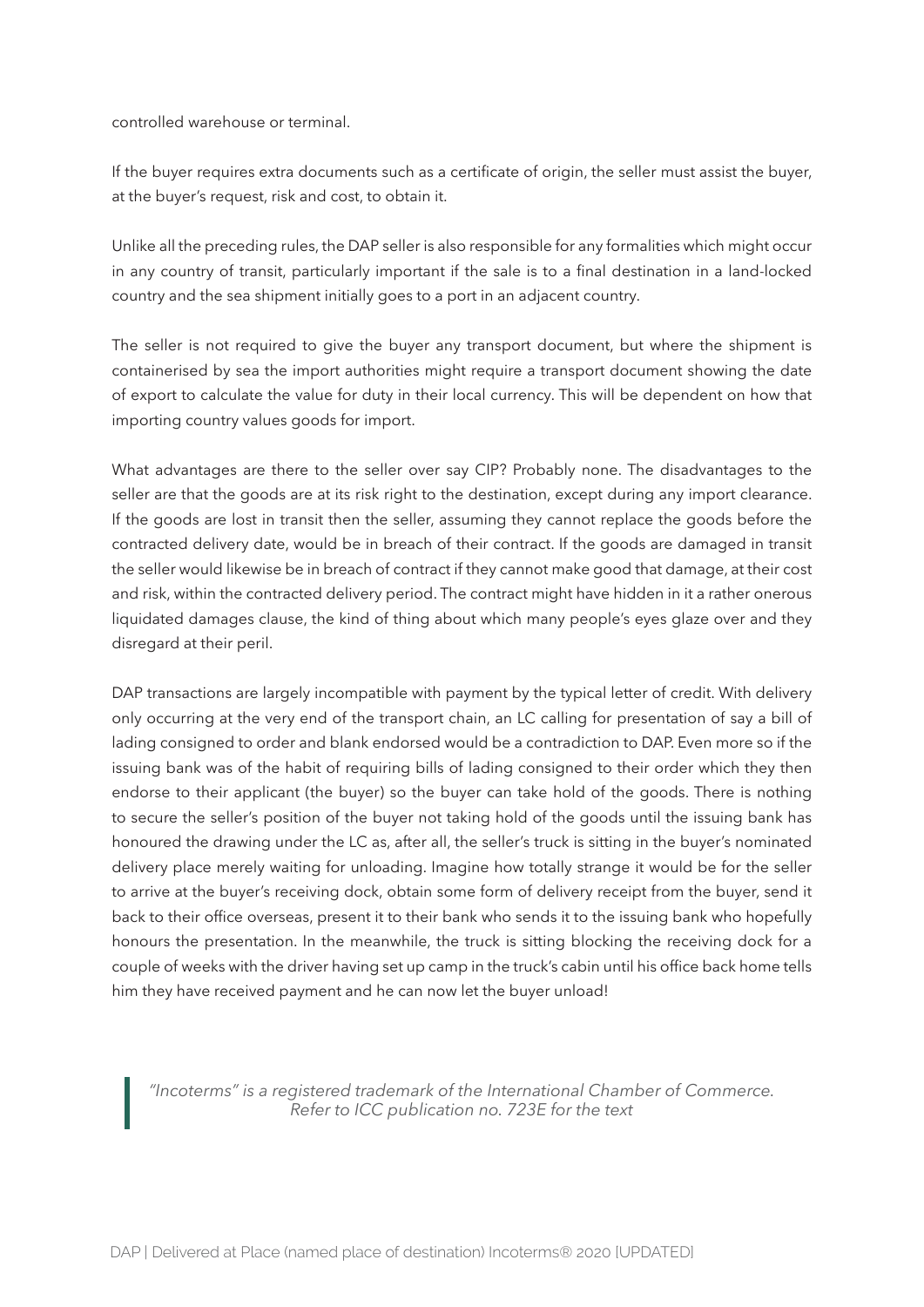controlled warehouse or terminal.

If the buyer requires extra documents such as a certificate of origin, the seller must assist the buyer, at the buyer's request, risk and cost, to obtain it.

Unlike all the preceding rules, the DAP seller is also responsible for any formalities which might occur in any country of transit, particularly important if the sale is to a final destination in a land-locked country and the sea shipment initially goes to a port in an adjacent country.

The seller is not required to give the buyer any transport document, but where the shipment is containerised by sea the import authorities might require a transport document showing the date of export to calculate the value for duty in their local currency. This will be dependent on how that importing country values goods for import.

What advantages are there to the seller over say CIP? Probably none. The disadvantages to the seller are that the goods are at its risk right to the destination, except during any import clearance. If the goods are lost in transit then the seller, assuming they cannot replace the goods before the contracted delivery date, would be in breach of their contract. If the goods are damaged in transit the seller would likewise be in breach of contract if they cannot make good that damage, at their cost and risk, within the contracted delivery period. The contract might have hidden in it a rather onerous liquidated damages clause, the kind of thing about which many people's eyes glaze over and they disregard at their peril.

DAP transactions are largely incompatible with payment by the typical letter of credit. With delivery only occurring at the very end of the transport chain, an LC calling for presentation of say a bill of lading consigned to order and blank endorsed would be a contradiction to DAP. Even more so if the issuing bank was of the habit of requiring bills of lading consigned to their order which they then endorse to their applicant (the buyer) so the buyer can take hold of the goods. There is nothing to secure the seller's position of the buyer not taking hold of the goods until the issuing bank has honoured the drawing under the LC as, after all, the seller's truck is sitting in the buyer's nominated delivery place merely waiting for unloading. Imagine how totally strange it would be for the seller to arrive at the buyer's receiving dock, obtain some form of delivery receipt from the buyer, send it back to their office overseas, present it to their bank who sends it to the issuing bank who hopefully honours the presentation. In the meanwhile, the truck is sitting blocking the receiving dock for a couple of weeks with the driver having set up camp in the truck's cabin until his office back home tells him they have received payment and he can now let the buyer unload!

> *"Incoterms" is a registered trademark of the International Chamber of Commerce. Refer to ICC publication no. 723E for the text*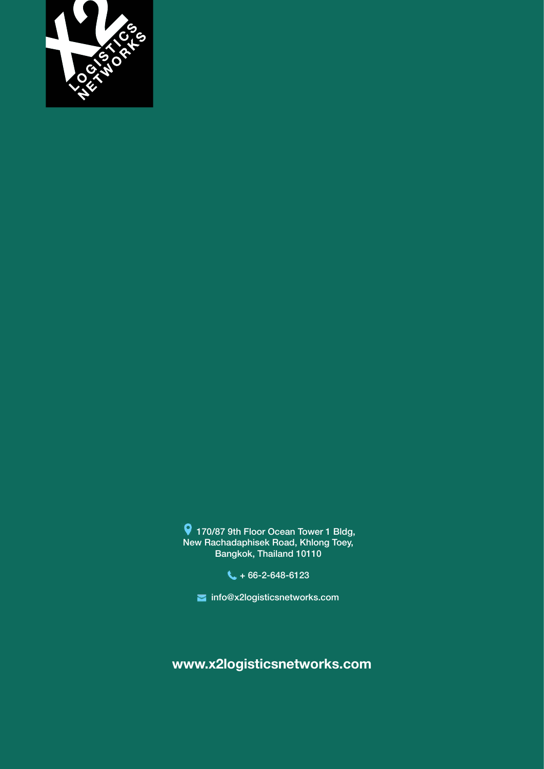X2 LOGISTICS NETWORKS

170/87 9th Floor Ocean Tower 1 Bldg,
New Rachadaphisek Road, Khlong Toey,
Bangkok, Thailand 10110

+ 66-2-648-6123

info@x2logisticsnetworks.com

**www.x2logisticsnetworks.com**